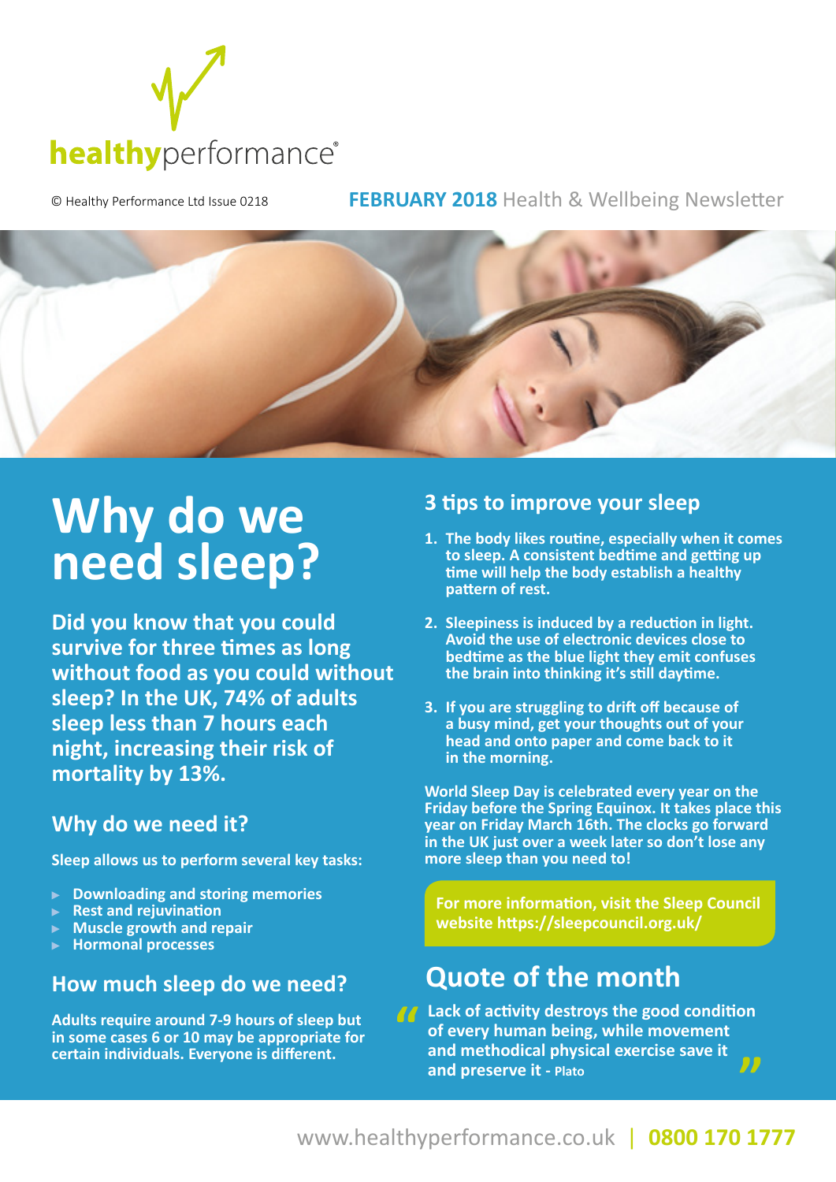healthyperformance®

© Healthy Performance Ltd Issue 0218

**FEBRUARY 2018** Health & Wellbeing Newsletter

# Why do we need sleep?

**Did you know that you could survive for three times as long without food as you could without sleep? In the UK, 74% of adults sleep less than 7 hours each night, increasing their risk of mortality by 13%.**

## Why do we need it?

**Sleep allows us to perform several key tasks:**

- Downloading and storing memories
- Rest and rejuvination
- Muscle growth and repair
- Hormonal processes

## How much sleep do we need?

**Adults require around 7-9 hours of sleep but in some cases 6 or 10 may be appropriate for certain individuals. Everyone is different.**

## 3 tips to improve your sleep

1. The body likes routine, especially when it comes to sleep. A consistent bedtime and getting up time will help the body establish a healthy pattern of rest.
2. Sleepiness is induced by a reduction in light. Avoid the use of electronic devices close to bedtime as the blue light they emit confuses the brain into thinking it's still daytime.
3. If you are struggling to drift off because of a busy mind, get your thoughts out of your head and onto paper and come back to it in the morning.

**World Sleep Day is celebrated every year on the Friday before the Spring Equinox. It takes place this year on Friday March 16th. The clocks go forward in the UK just over a week later so don't lose any more sleep than you need to!**

**For more information, visit the Sleep Council website https://sleepcouncil.org.uk/**

## Quote of the month

> "Lack of activity destroys the good condition of every human being, while movement and methodical physical exercise save it and preserve it - Plato"

www.healthyperformance.co.uk | **0800 170 1777**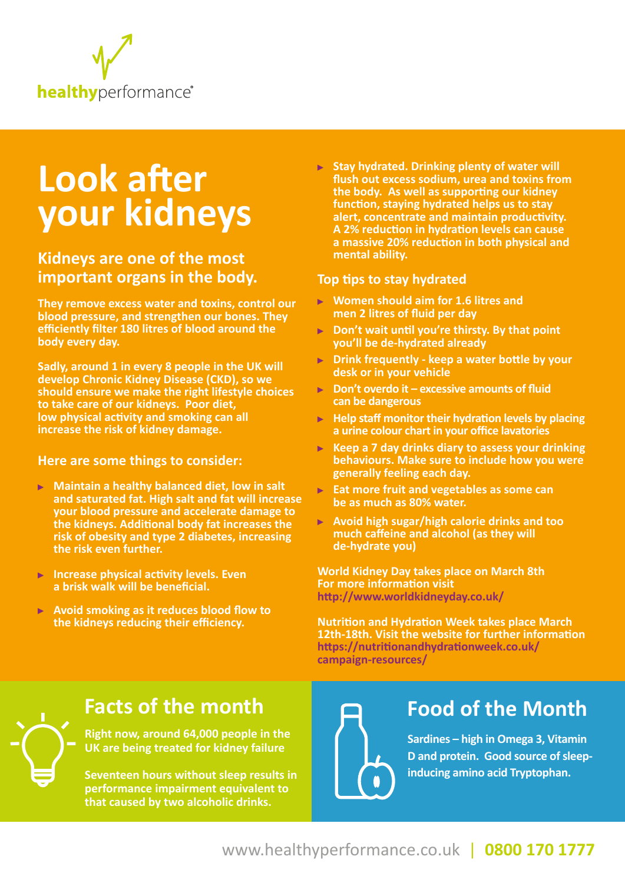healthyperformance®

# Look after your kidneys

## Kidneys are one of the most important organs in the body.

They remove excess water and toxins, control our blood pressure, and strengthen our bones. They efficiently filter 180 litres of blood around the body every day.

Sadly, around 1 in every 8 people in the UK will develop Chronic Kidney Disease (CKD), so we should ensure we make the right lifestyle choices to take care of our kidneys. Poor diet, low physical activity and smoking can all increase the risk of kidney damage.

### Here are some things to consider:

- Maintain a healthy balanced diet, low in salt and saturated fat. High salt and fat will increase your blood pressure and accelerate damage to the kidneys. Additional body fat increases the risk of obesity and type 2 diabetes, increasing the risk even further.
- Increase physical activity levels. Even a brisk walk will be beneficial.
- Avoid smoking as it reduces blood flow to the kidneys reducing their efficiency.
- Stay hydrated. Drinking plenty of water will flush out excess sodium, urea and toxins from the body. As well as supporting our kidney function, staying hydrated helps us to stay alert, concentrate and maintain productivity. A 2% reduction in hydration levels can cause a massive 20% reduction in both physical and mental ability.

### Top tips to stay hydrated

- Women should aim for 1.6 litres and men 2 litres of fluid per day
- Don't wait until you're thirsty. By that point you'll be de-hydrated already
- Drink frequently - keep a water bottle by your desk or in your vehicle
- Don't overdo it – excessive amounts of fluid can be dangerous
- Help staff monitor their hydration levels by placing a urine colour chart in your office lavatories
- Keep a 7 day drinks diary to assess your drinking behaviours. Make sure to include how you were generally feeling each day.
- Eat more fruit and vegetables as some can be as much as 80% water.
- Avoid high sugar/high calorie drinks and too much caffeine and alcohol (as they will de-hydrate you)

World Kidney Day takes place on March 8th
For more information visit
http://www.worldkidneyday.co.uk/

Nutrition and Hydration Week takes place March 12th-18th. Visit the website for further information
https://nutritionandhydrationweek.co.uk/campaign-resources/

## Facts of the month

Right now, around 64,000 people in the UK are being treated for kidney failure

Seventeen hours without sleep results in performance impairment equivalent to that caused by two alcoholic drinks.

## Food of the Month

Sardines – high in Omega 3, Vitamin D and protein. Good source of sleep-inducing amino acid Tryptophan.

www.healthyperformance.co.uk | 0800 170 1777